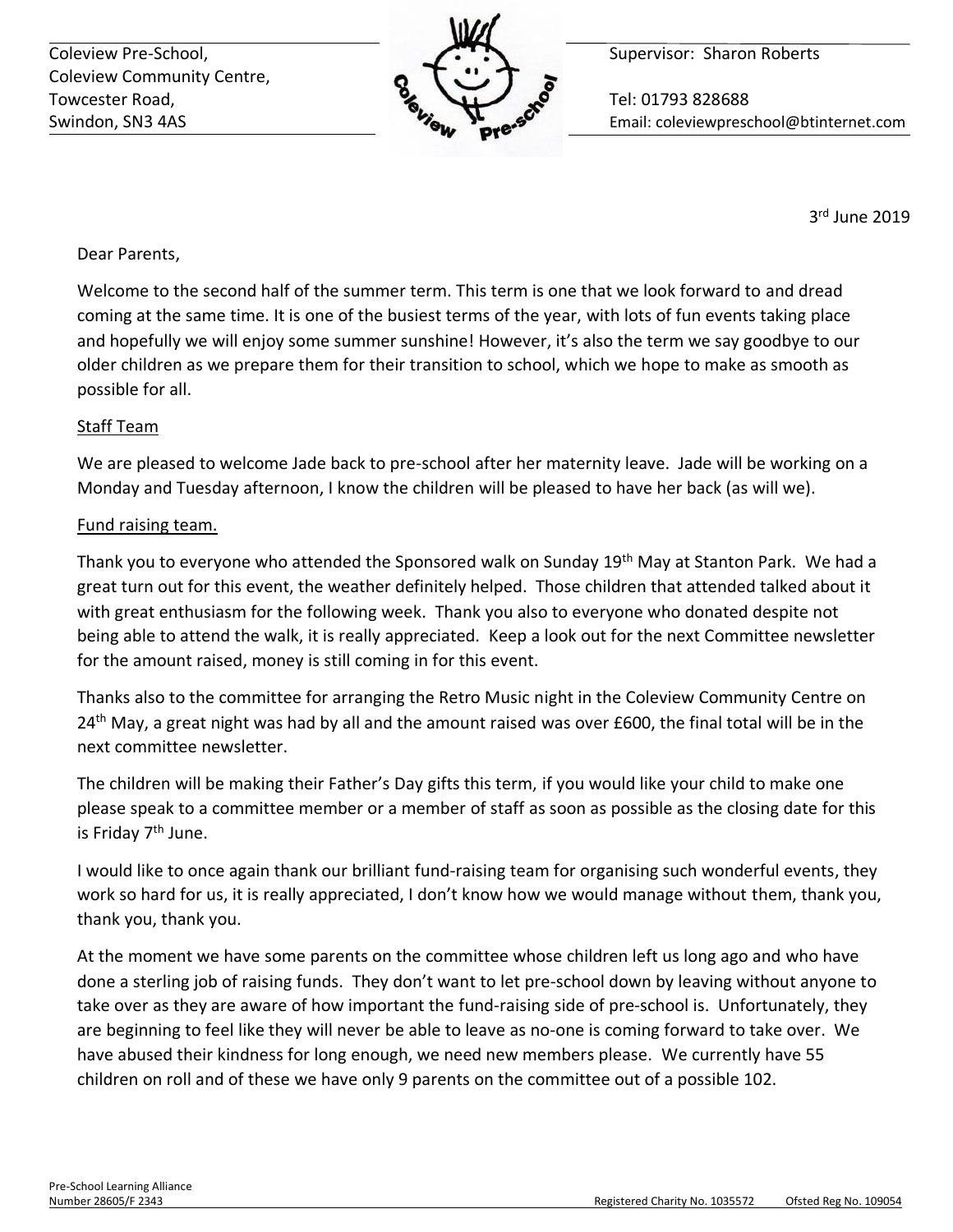Coleview Pre-School,
Coleview Community Centre,
Towcester Road,
Swindon, SN3 4AS

Supervisor: Sharon Roberts

Tel: 01793 828688
Email: coleviewpreschool@btinternet.com

3rd June 2019

Dear Parents,

Welcome to the second half of the summer term. This term is one that we look forward to and dread coming at the same time. It is one of the busiest terms of the year, with lots of fun events taking place and hopefully we will enjoy some summer sunshine! However, it's also the term we say goodbye to our older children as we prepare them for their transition to school, which we hope to make as smooth as possible for all.

<u>Staff Team</u>

We are pleased to welcome Jade back to pre-school after her maternity leave. Jade will be working on a Monday and Tuesday afternoon, I know the children will be pleased to have her back (as will we).

<u>Fund raising team.</u>

Thank you to everyone who attended the Sponsored walk on Sunday 19th May at Stanton Park. We had a great turn out for this event, the weather definitely helped. Those children that attended talked about it with great enthusiasm for the following week. Thank you also to everyone who donated despite not being able to attend the walk, it is really appreciated. Keep a look out for the next Committee newsletter for the amount raised, money is still coming in for this event.

Thanks also to the committee for arranging the Retro Music night in the Coleview Community Centre on 24th May, a great night was had by all and the amount raised was over £600, the final total will be in the next committee newsletter.

The children will be making their Father's Day gifts this term, if you would like your child to make one please speak to a committee member or a member of staff as soon as possible as the closing date for this is Friday 7th June.

I would like to once again thank our brilliant fund-raising team for organising such wonderful events, they work so hard for us, it is really appreciated, I don't know how we would manage without them, thank you, thank you, thank you.

At the moment we have some parents on the committee whose children left us long ago and who have done a sterling job of raising funds. They don't want to let pre-school down by leaving without anyone to take over as they are aware of how important the fund-raising side of pre-school is. Unfortunately, they are beginning to feel like they will never be able to leave as no-one is coming forward to take over. We have abused their kindness for long enough, we need new members please. We currently have 55 children on roll and of these we have only 9 parents on the committee out of a possible 102.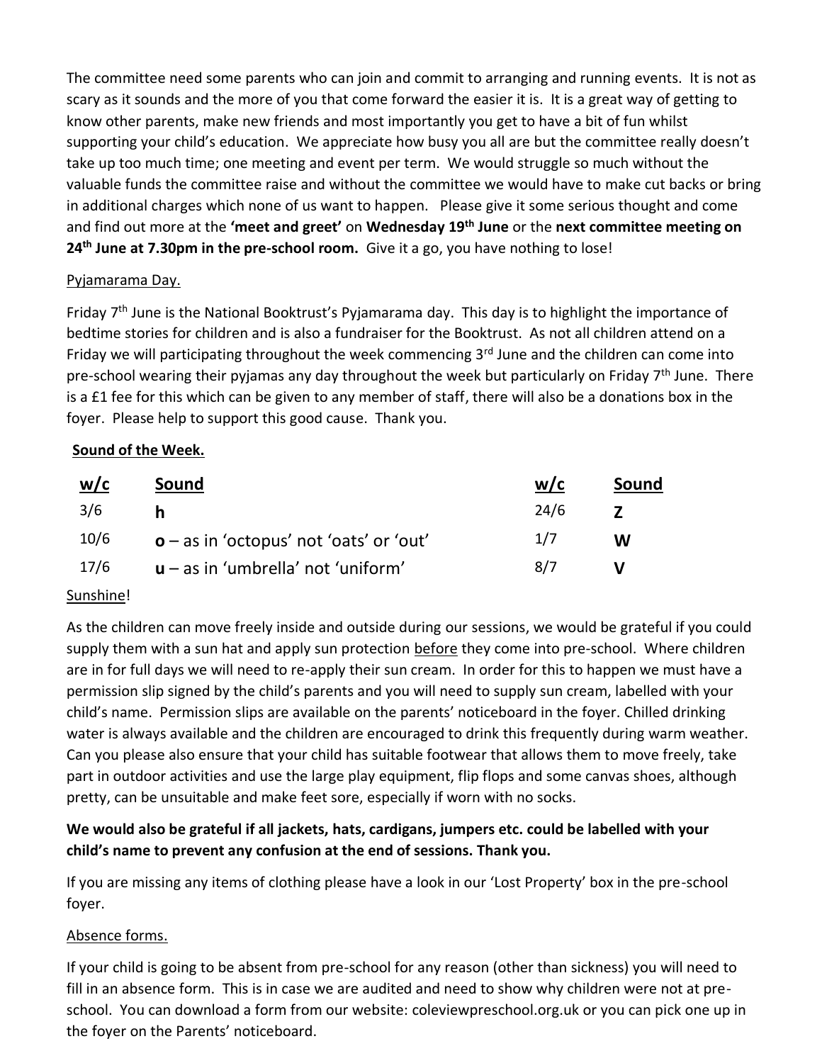The committee need some parents who can join and commit to arranging and running events. It is not as scary as it sounds and the more of you that come forward the easier it is. It is a great way of getting to know other parents, make new friends and most importantly you get to have a bit of fun whilst supporting your child's education. We appreciate how busy you all are but the committee really doesn't take up too much time; one meeting and event per term. We would struggle so much without the valuable funds the committee raise and without the committee we would have to make cut backs or bring in additional charges which none of us want to happen. Please give it some serious thought and come and find out more at the **'meet and greet'** on **Wednesday 19th June** or the **next committee meeting on 24th June at 7.30pm in the pre-school room.** Give it a go, you have nothing to lose!

Pyjamarama Day.

Friday 7th June is the National Booktrust's Pyjamarama day. This day is to highlight the importance of bedtime stories for children and is also a fundraiser for the Booktrust. As not all children attend on a Friday we will participating throughout the week commencing 3rd June and the children can come into pre-school wearing their pyjamas any day throughout the week but particularly on Friday 7th June. There is a £1 fee for this which can be given to any member of staff, there will also be a donations box in the foyer. Please help to support this good cause. Thank you.

**Sound of the Week.**

| w/c | Sound | w/c | Sound |
|---|---|---|---|
| 3/6 | **h** | 24/6 | **Z** |
| 10/6 | **o** – as in 'octopus' not 'oats' or 'out' | 1/7 | **W** |
| 17/6 | **u** – as in 'umbrella' not 'uniform' | 8/7 | **V** |

Sunshine!

As the children can move freely inside and outside during our sessions, we would be grateful if you could supply them with a sun hat and apply sun protection before they come into pre-school. Where children are in for full days we will need to re-apply their sun cream. In order for this to happen we must have a permission slip signed by the child's parents and you will need to supply sun cream, labelled with your child's name. Permission slips are available on the parents' noticeboard in the foyer. Chilled drinking water is always available and the children are encouraged to drink this frequently during warm weather. Can you please also ensure that your child has suitable footwear that allows them to move freely, take part in outdoor activities and use the large play equipment, flip flops and some canvas shoes, although pretty, can be unsuitable and make feet sore, especially if worn with no socks.

**We would also be grateful if all jackets, hats, cardigans, jumpers etc. could be labelled with your child's name to prevent any confusion at the end of sessions. Thank you.**

If you are missing any items of clothing please have a look in our 'Lost Property' box in the pre-school foyer.

Absence forms.

If your child is going to be absent from pre-school for any reason (other than sickness) you will need to fill in an absence form. This is in case we are audited and need to show why children were not at pre-school. You can download a form from our website: coleviewpreschool.org.uk or you can pick one up in the foyer on the Parents' noticeboard.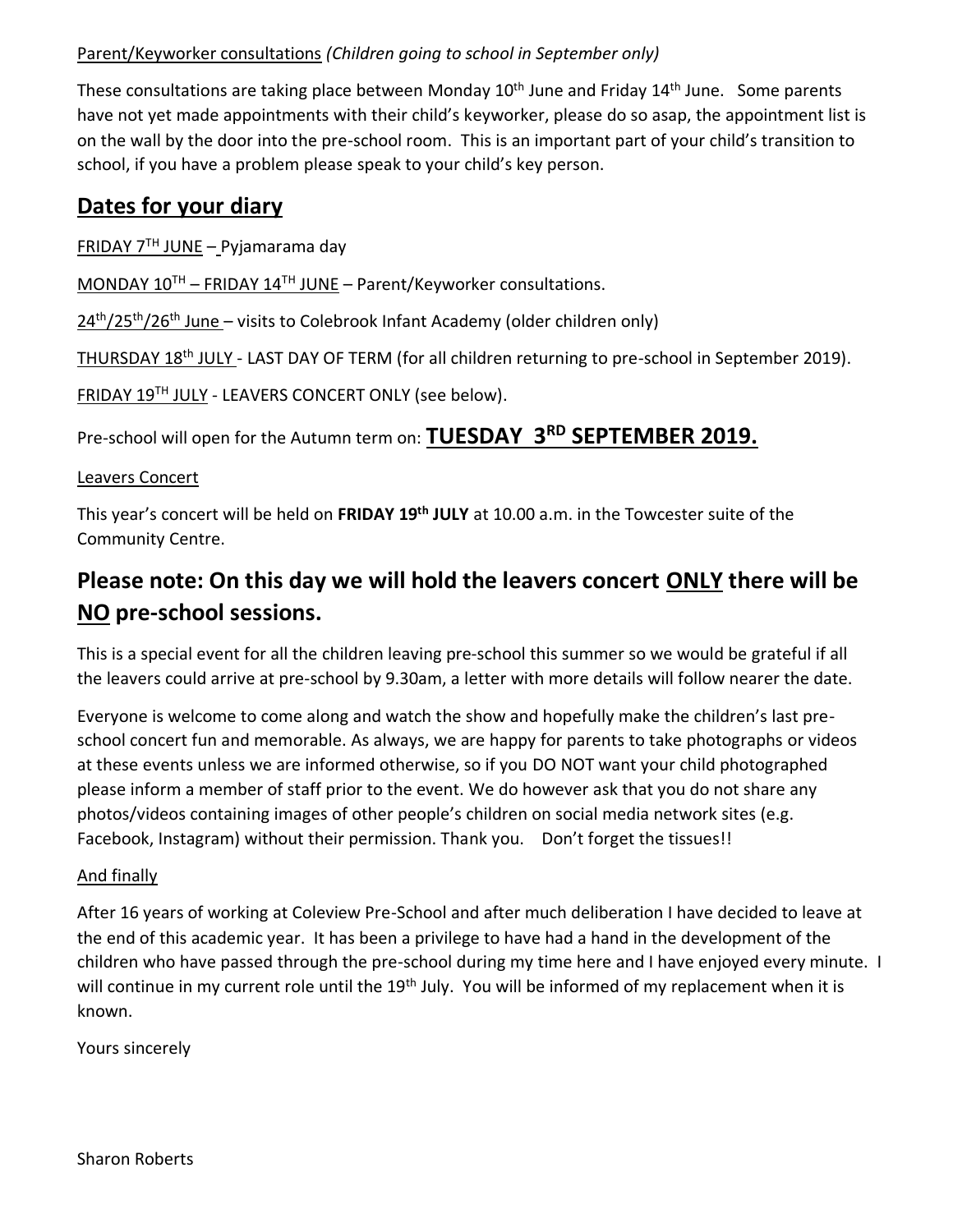Parent/Keyworker consultations *(Children going to school in September only)*

These consultations are taking place between Monday 10th June and Friday 14th June. Some parents have not yet made appointments with their child's keyworker, please do so asap, the appointment list is on the wall by the door into the pre-school room. This is an important part of your child's transition to school, if you have a problem please speak to your child's key person.

## Dates for your diary

FRIDAY 7TH JUNE – Pyjamarama day

MONDAY 10TH – FRIDAY 14TH JUNE – Parent/Keyworker consultations.

24th/25th/26th June – visits to Colebrook Infant Academy (older children only)

THURSDAY 18th JULY - LAST DAY OF TERM (for all children returning to pre-school in September 2019).

FRIDAY 19TH JULY - LEAVERS CONCERT ONLY (see below).

Pre-school will open for the Autumn term on: **TUESDAY 3RD SEPTEMBER 2019.**

Leavers Concert

This year's concert will be held on **FRIDAY 19th JULY** at 10.00 a.m. in the Towcester suite of the Community Centre.

## Please note: On this day we will hold the leavers concert ONLY there will be NO pre-school sessions.

This is a special event for all the children leaving pre-school this summer so we would be grateful if all the leavers could arrive at pre-school by 9.30am, a letter with more details will follow nearer the date.

Everyone is welcome to come along and watch the show and hopefully make the children's last pre-school concert fun and memorable. As always, we are happy for parents to take photographs or videos at these events unless we are informed otherwise, so if you DO NOT want your child photographed please inform a member of staff prior to the event. We do however ask that you do not share any photos/videos containing images of other people's children on social media network sites (e.g. Facebook, Instagram) without their permission. Thank you. Don't forget the tissues!!

And finally

After 16 years of working at Coleview Pre-School and after much deliberation I have decided to leave at the end of this academic year. It has been a privilege to have had a hand in the development of the children who have passed through the pre-school during my time here and I have enjoyed every minute. I will continue in my current role until the 19th July. You will be informed of my replacement when it is known.

Yours sincerely

Sharon Roberts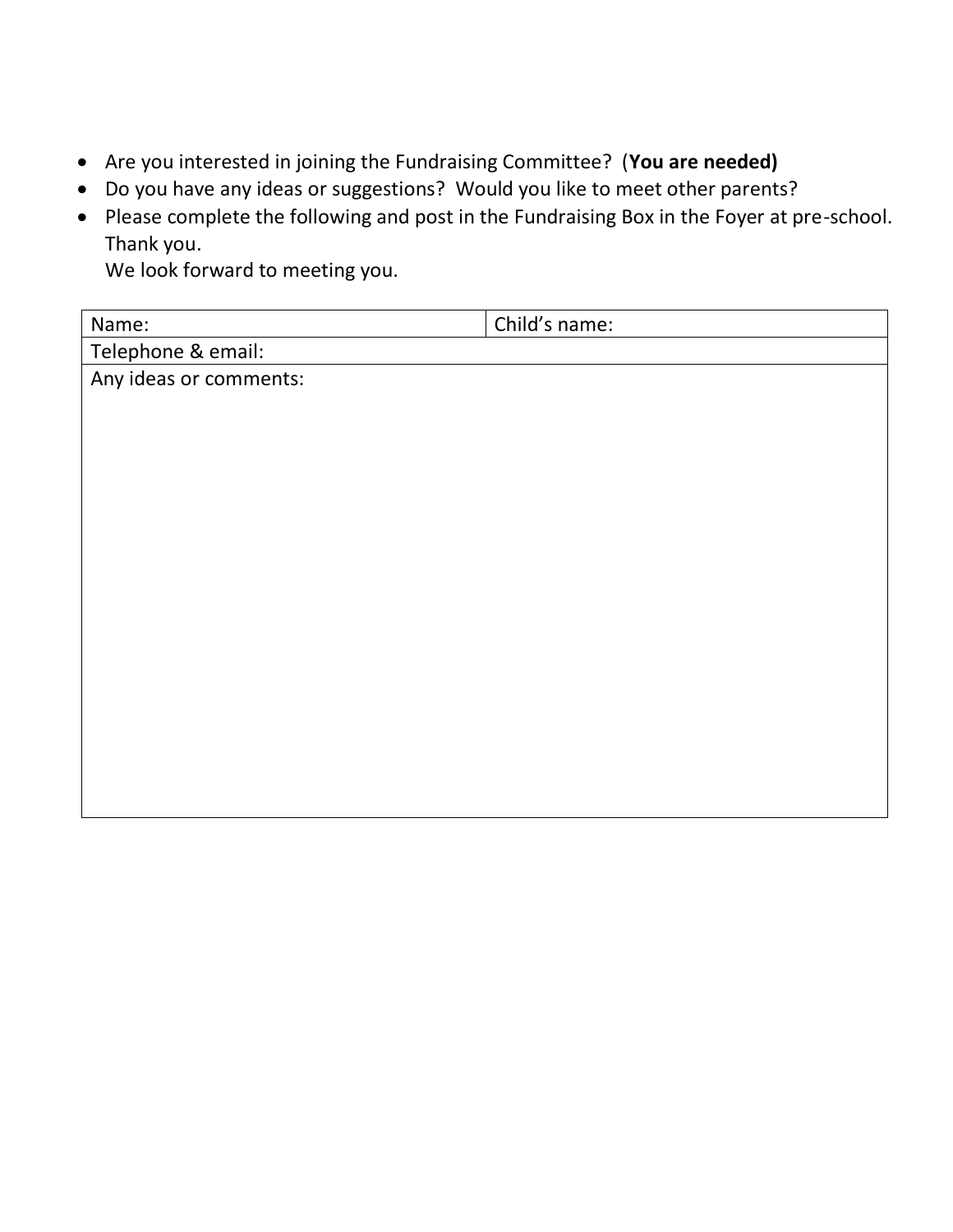- Are you interested in joining the Fundraising Committee? (**You are needed)**
- Do you have any ideas or suggestions? Would you like to meet other parents?
- Please complete the following and post in the Fundraising Box in the Foyer at pre-school. Thank you.
  We look forward to meeting you.

| | |
|---|---|
| Name: | Child's name: |
| Telephone & email: | |
| Any ideas or comments: | |